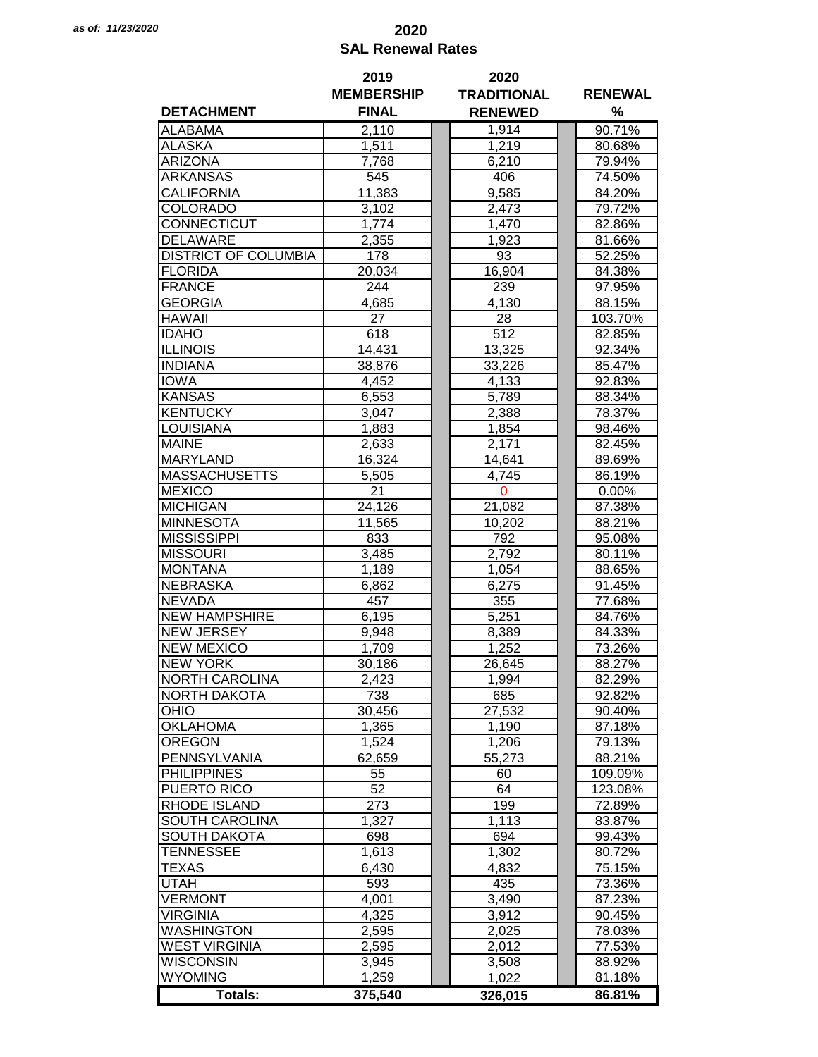*as of: 11/23/2020*

# 2020
## SAL Renewal Rates

| DETACHMENT | 2019 MEMBERSHIP FINAL | 2020 TRADITIONAL RENEWED | RENEWAL % |
|---|---|---|---|
| ALABAMA | 2,110 | 1,914 | 90.71% |
| ALASKA | 1,511 | 1,219 | 80.68% |
| ARIZONA | 7,768 | 6,210 | 79.94% |
| ARKANSAS | 545 | 406 | 74.50% |
| CALIFORNIA | 11,383 | 9,585 | 84.20% |
| COLORADO | 3,102 | 2,473 | 79.72% |
| CONNECTICUT | 1,774 | 1,470 | 82.86% |
| DELAWARE | 2,355 | 1,923 | 81.66% |
| DISTRICT OF COLUMBIA | 178 | 93 | 52.25% |
| FLORIDA | 20,034 | 16,904 | 84.38% |
| FRANCE | 244 | 239 | 97.95% |
| GEORGIA | 4,685 | 4,130 | 88.15% |
| HAWAII | 27 | 28 | 103.70% |
| IDAHO | 618 | 512 | 82.85% |
| ILLINOIS | 14,431 | 13,325 | 92.34% |
| INDIANA | 38,876 | 33,226 | 85.47% |
| IOWA | 4,452 | 4,133 | 92.83% |
| KANSAS | 6,553 | 5,789 | 88.34% |
| KENTUCKY | 3,047 | 2,388 | 78.37% |
| LOUISIANA | 1,883 | 1,854 | 98.46% |
| MAINE | 2,633 | 2,171 | 82.45% |
| MARYLAND | 16,324 | 14,641 | 89.69% |
| MASSACHUSETTS | 5,505 | 4,745 | 86.19% |
| MEXICO | 21 | 0 | 0.00% |
| MICHIGAN | 24,126 | 21,082 | 87.38% |
| MINNESOTA | 11,565 | 10,202 | 88.21% |
| MISSISSIPPI | 833 | 792 | 95.08% |
| MISSOURI | 3,485 | 2,792 | 80.11% |
| MONTANA | 1,189 | 1,054 | 88.65% |
| NEBRASKA | 6,862 | 6,275 | 91.45% |
| NEVADA | 457 | 355 | 77.68% |
| NEW HAMPSHIRE | 6,195 | 5,251 | 84.76% |
| NEW JERSEY | 9,948 | 8,389 | 84.33% |
| NEW MEXICO | 1,709 | 1,252 | 73.26% |
| NEW YORK | 30,186 | 26,645 | 88.27% |
| NORTH CAROLINA | 2,423 | 1,994 | 82.29% |
| NORTH DAKOTA | 738 | 685 | 92.82% |
| OHIO | 30,456 | 27,532 | 90.40% |
| OKLAHOMA | 1,365 | 1,190 | 87.18% |
| OREGON | 1,524 | 1,206 | 79.13% |
| PENNSYLVANIA | 62,659 | 55,273 | 88.21% |
| PHILIPPINES | 55 | 60 | 109.09% |
| PUERTO RICO | 52 | 64 | 123.08% |
| RHODE ISLAND | 273 | 199 | 72.89% |
| SOUTH CAROLINA | 1,327 | 1,113 | 83.87% |
| SOUTH DAKOTA | 698 | 694 | 99.43% |
| TENNESSEE | 1,613 | 1,302 | 80.72% |
| TEXAS | 6,430 | 4,832 | 75.15% |
| UTAH | 593 | 435 | 73.36% |
| VERMONT | 4,001 | 3,490 | 87.23% |
| VIRGINIA | 4,325 | 3,912 | 90.45% |
| WASHINGTON | 2,595 | 2,025 | 78.03% |
| WEST VIRGINIA | 2,595 | 2,012 | 77.53% |
| WISCONSIN | 3,945 | 3,508 | 88.92% |
| WYOMING | 1,259 | 1,022 | 81.18% |
| **Totals:** | **375,540** | **326,015** | **86.81%** |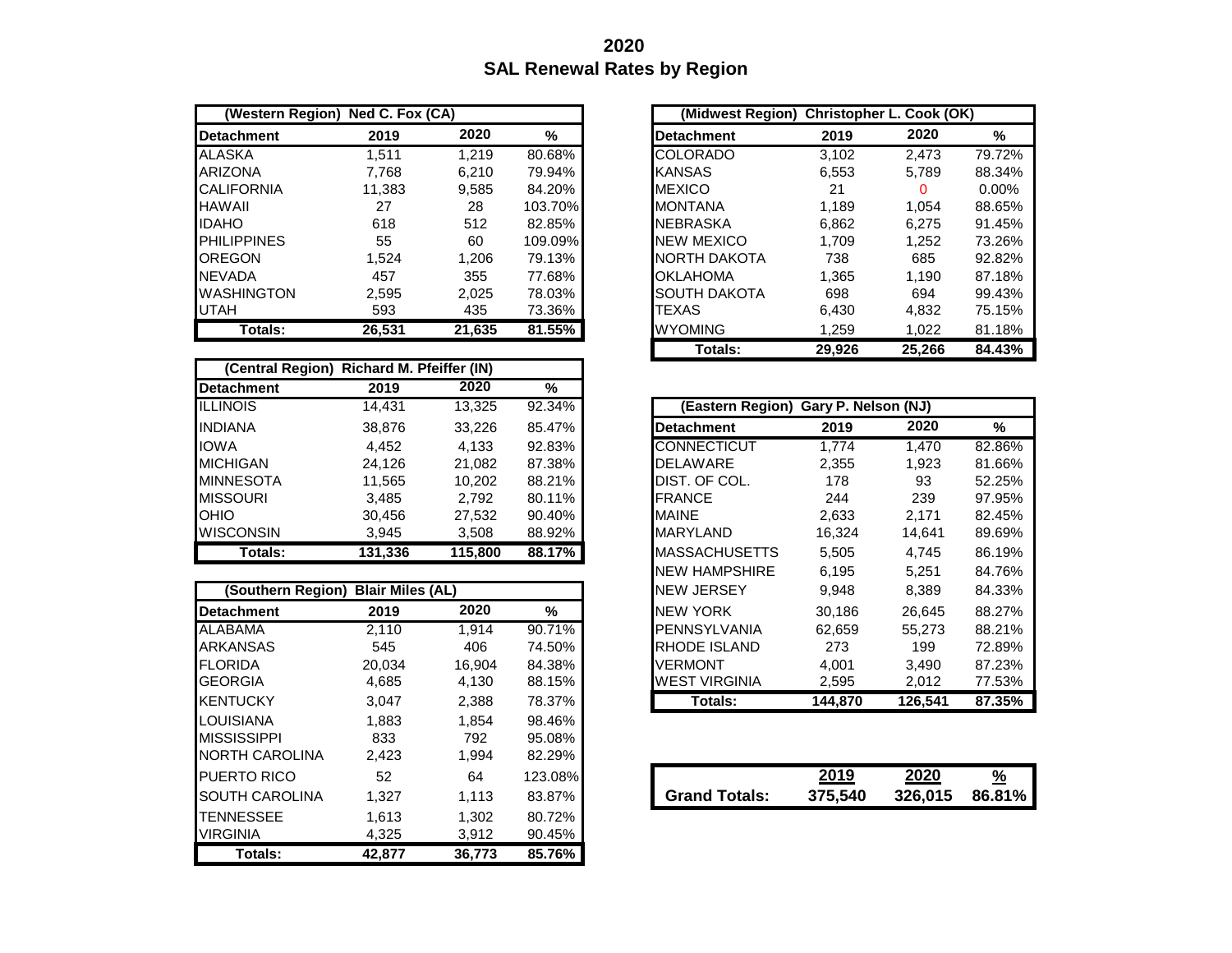# 2020
## SAL Renewal Rates by Region

| (Western Region) Ned C. Fox (CA) | | | |
|---|---|---|---|
| **Detachment** | **2019** | **2020** | **%** |
| ALASKA | 1,511 | 1,219 | 80.68% |
| ARIZONA | 7,768 | 6,210 | 79.94% |
| CALIFORNIA | 11,383 | 9,585 | 84.20% |
| HAWAII | 27 | 28 | 103.70% |
| IDAHO | 618 | 512 | 82.85% |
| PHILIPPINES | 55 | 60 | 109.09% |
| OREGON | 1,524 | 1,206 | 79.13% |
| NEVADA | 457 | 355 | 77.68% |
| WASHINGTON | 2,595 | 2,025 | 78.03% |
| UTAH | 593 | 435 | 73.36% |
| **Totals:** | **26,531** | **21,635** | **81.55%** |

| (Central Region) Richard M. Pfeiffer (IN) | | | |
|---|---|---|---|
| **Detachment** | **2019** | **2020** | **%** |
| ILLINOIS | 14,431 | 13,325 | 92.34% |
| INDIANA | 38,876 | 33,226 | 85.47% |
| IOWA | 4,452 | 4,133 | 92.83% |
| MICHIGAN | 24,126 | 21,082 | 87.38% |
| MINNESOTA | 11,565 | 10,202 | 88.21% |
| MISSOURI | 3,485 | 2,792 | 80.11% |
| OHIO | 30,456 | 27,532 | 90.40% |
| WISCONSIN | 3,945 | 3,508 | 88.92% |
| **Totals:** | **131,336** | **115,800** | **88.17%** |

| (Southern Region) Blair Miles (AL) | | | |
|---|---|---|---|
| **Detachment** | **2019** | **2020** | **%** |
| ALABAMA | 2,110 | 1,914 | 90.71% |
| ARKANSAS | 545 | 406 | 74.50% |
| FLORIDA | 20,034 | 16,904 | 84.38% |
| GEORGIA | 4,685 | 4,130 | 88.15% |
| KENTUCKY | 3,047 | 2,388 | 78.37% |
| LOUISIANA | 1,883 | 1,854 | 98.46% |
| MISSISSIPPI | 833 | 792 | 95.08% |
| NORTH CAROLINA | 2,423 | 1,994 | 82.29% |
| PUERTO RICO | 52 | 64 | 123.08% |
| SOUTH CAROLINA | 1,327 | 1,113 | 83.87% |
| TENNESSEE | 1,613 | 1,302 | 80.72% |
| VIRGINIA | 4,325 | 3,912 | 90.45% |
| **Totals:** | **42,877** | **36,773** | **85.76%** |

| (Midwest Region) Christopher L. Cook (OK) | | | |
|---|---|---|---|
| **Detachment** | **2019** | **2020** | **%** |
| COLORADO | 3,102 | 2,473 | 79.72% |
| KANSAS | 6,553 | 5,789 | 88.34% |
| MEXICO | 21 | 0 | 0.00% |
| MONTANA | 1,189 | 1,054 | 88.65% |
| NEBRASKA | 6,862 | 6,275 | 91.45% |
| NEW MEXICO | 1,709 | 1,252 | 73.26% |
| NORTH DAKOTA | 738 | 685 | 92.82% |
| OKLAHOMA | 1,365 | 1,190 | 87.18% |
| SOUTH DAKOTA | 698 | 694 | 99.43% |
| TEXAS | 6,430 | 4,832 | 75.15% |
| WYOMING | 1,259 | 1,022 | 81.18% |
| **Totals:** | **29,926** | **25,266** | **84.43%** |

| (Eastern Region) Gary P. Nelson (NJ) | | | |
|---|---|---|---|
| **Detachment** | **2019** | **2020** | **%** |
| CONNECTICUT | 1,774 | 1,470 | 82.86% |
| DELAWARE | 2,355 | 1,923 | 81.66% |
| DIST. OF COL. | 178 | 93 | 52.25% |
| FRANCE | 244 | 239 | 97.95% |
| MAINE | 2,633 | 2,171 | 82.45% |
| MARYLAND | 16,324 | 14,641 | 89.69% |
| MASSACHUSETTS | 5,505 | 4,745 | 86.19% |
| NEW HAMPSHIRE | 6,195 | 5,251 | 84.76% |
| NEW JERSEY | 9,948 | 8,389 | 84.33% |
| NEW YORK | 30,186 | 26,645 | 88.27% |
| PENNSYLVANIA | 62,659 | 55,273 | 88.21% |
| RHODE ISLAND | 273 | 199 | 72.89% |
| VERMONT | 4,001 | 3,490 | 87.23% |
| WEST VIRGINIA | 2,595 | 2,012 | 77.53% |
| **Totals:** | **144,870** | **126,541** | **87.35%** |

| | **2019** | **2020** | **%** |
|---|---|---|---|
| **Grand Totals:** | **375,540** | **326,015** | **86.81%** |